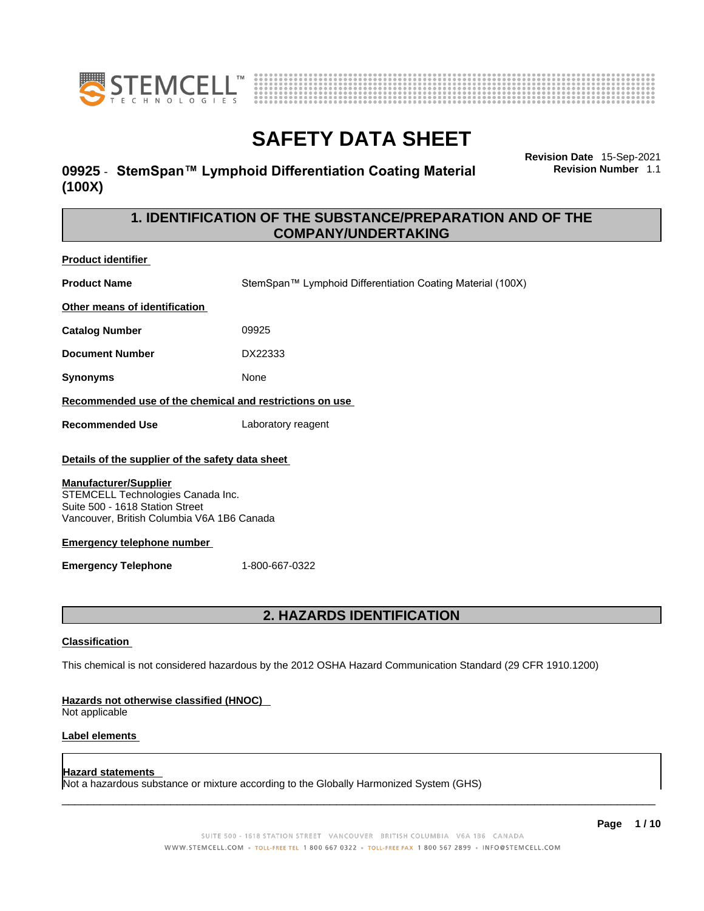# SAFETY DATA SHEET

**Revision Date** 15-Sep-2021
**Revision Number** 1.1

## 09925 - StemSpan™ Lymphoid Differentiation Coating Material (100X)

## 1. IDENTIFICATION OF THE SUBSTANCE/PREPARATION AND OF THE COMPANY/UNDERTAKING

**Product identifier**

| | |
|---|---|
| **Product Name** | StemSpan™ Lymphoid Differentiation Coating Material (100X) |

**Other means of identification**

| | |
|---|---|
| **Catalog Number** | 09925 |
| **Document Number** | DX22333 |
| **Synonyms** | None |

**Recommended use of the chemical and restrictions on use**

| | |
|---|---|
| **Recommended Use** | Laboratory reagent |

**Details of the supplier of the safety data sheet**

**Manufacturer/Supplier**
STEMCELL Technologies Canada Inc.
Suite 500 - 1618 Station Street
Vancouver, British Columbia V6A 1B6 Canada

**Emergency telephone number**

| | |
|---|---|
| **Emergency Telephone** | 1-800-667-0322 |

## 2. HAZARDS IDENTIFICATION

**Classification**

This chemical is not considered hazardous by the 2012 OSHA Hazard Communication Standard (29 CFR 1910.1200)

**Hazards not otherwise classified (HNOC)**
Not applicable

**Label elements**

**Hazard statements**
Not a hazardous substance or mixture according to the Globally Harmonized System (GHS)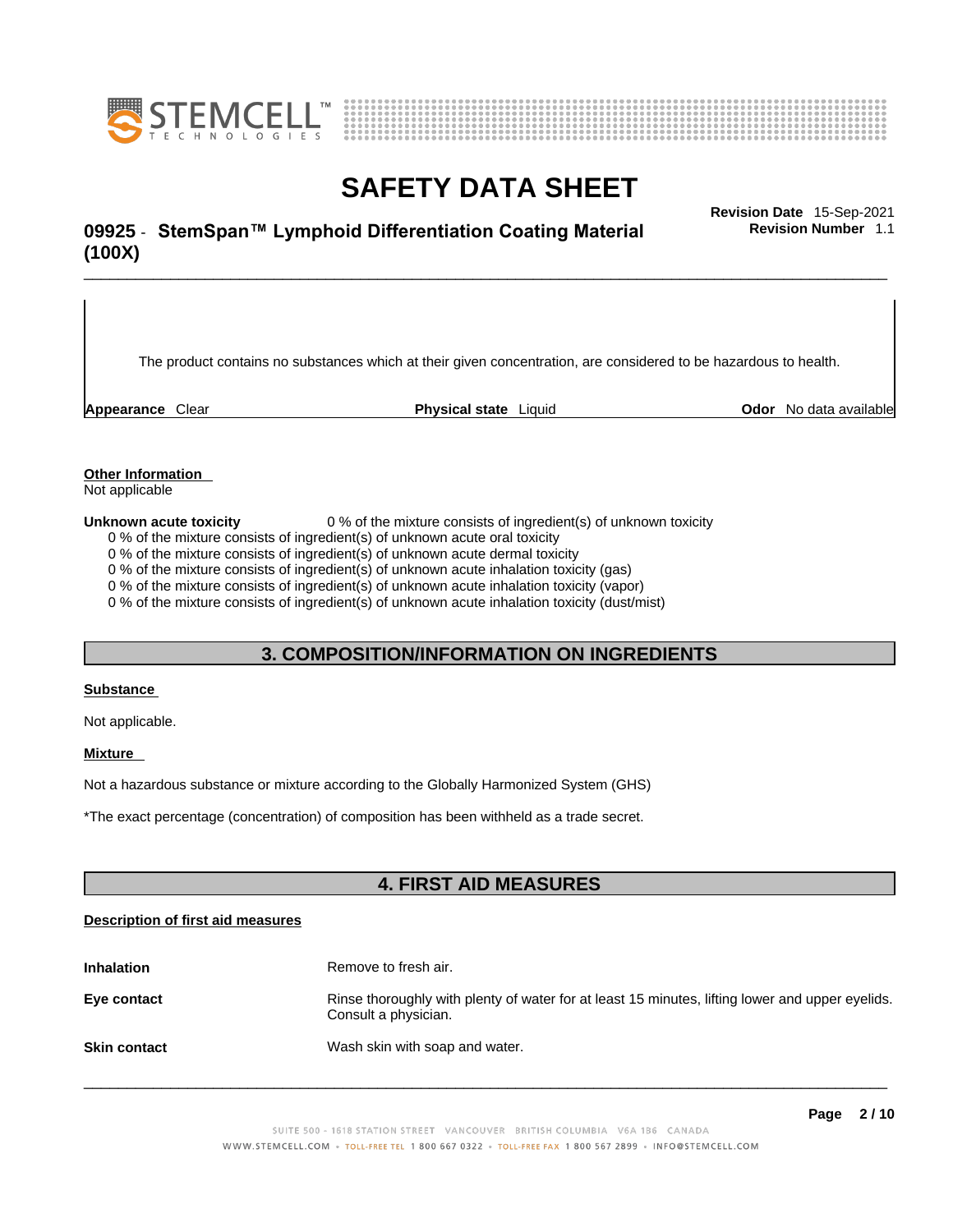The product contains no substances which at their given concentration, are considered to be hazardous to health.

| **Appearance** Clear | **Physical state** Liquid | **Odor** No data available |
|---|---|---|

**Other Information**

Not applicable

**Unknown acute toxicity** 0 % of the mixture consists of ingredient(s) of unknown toxicity

0 % of the mixture consists of ingredient(s) of unknown acute oral toxicity
0 % of the mixture consists of ingredient(s) of unknown acute dermal toxicity
0 % of the mixture consists of ingredient(s) of unknown acute inhalation toxicity (gas)
0 % of the mixture consists of ingredient(s) of unknown acute inhalation toxicity (vapor)
0 % of the mixture consists of ingredient(s) of unknown acute inhalation toxicity (dust/mist)

## 3. COMPOSITION/INFORMATION ON INGREDIENTS

**Substance**

Not applicable.

**Mixture**

Not a hazardous substance or mixture according to the Globally Harmonized System (GHS)

*The exact percentage (concentration) of composition has been withheld as a trade secret.

## 4. FIRST AID MEASURES

**Description of first aid measures**

| | |
|---|---|
| **Inhalation** | Remove to fresh air. |
| **Eye contact** | Rinse thoroughly with plenty of water for at least 15 minutes, lifting lower and upper eyelids. Consult a physician. |
| **Skin contact** | Wash skin with soap and water. |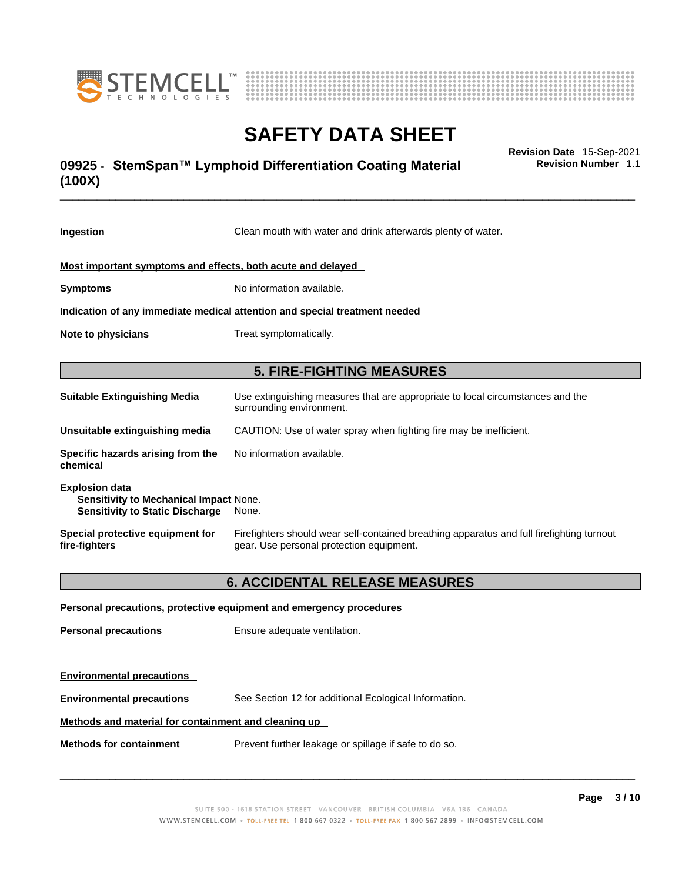**Ingestion** Clean mouth with water and drink afterwards plenty of water.

**Most important symptoms and effects, both acute and delayed**

**Symptoms** No information available.

**Indication of any immediate medical attention and special treatment needed**

**Note to physicians** Treat symptomatically.

## 5. FIRE-FIGHTING MEASURES

**Suitable Extinguishing Media** Use extinguishing measures that are appropriate to local circumstances and the surrounding environment.

**Unsuitable extinguishing media** CAUTION: Use of water spray when fighting fire may be inefficient.

**Specific hazards arising from the chemical** No information available.

**Explosion data**
**Sensitivity to Mechanical Impact** None.
**Sensitivity to Static Discharge** None.

**Special protective equipment for fire-fighters** Firefighters should wear self-contained breathing apparatus and full firefighting turnout gear. Use personal protection equipment.

## 6. ACCIDENTAL RELEASE MEASURES

**Personal precautions, protective equipment and emergency procedures**

**Personal precautions** Ensure adequate ventilation.

**Environmental precautions**

**Environmental precautions** See Section 12 for additional Ecological Information.

**Methods and material for containment and cleaning up**

**Methods for containment** Prevent further leakage or spillage if safe to do so.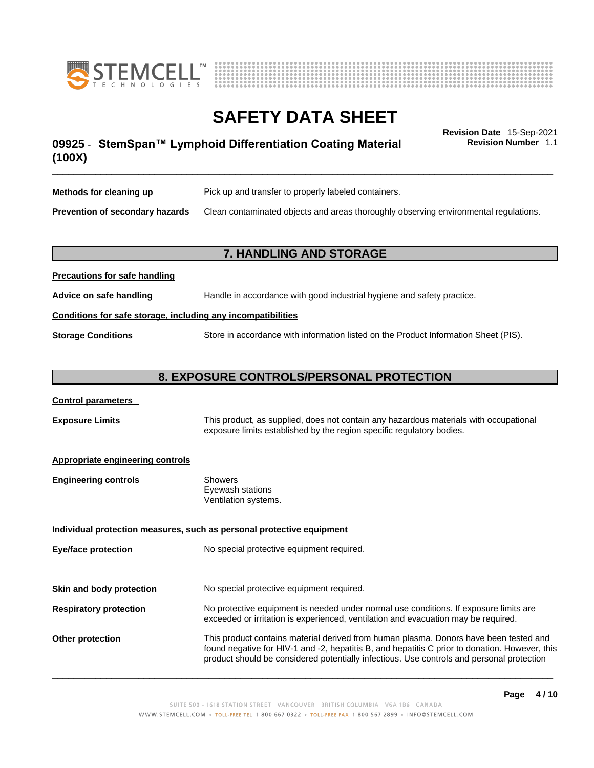| | |
|---|---|
| **Methods for cleaning up** | Pick up and transfer to properly labeled containers. |
| **Prevention of secondary hazards** | Clean contaminated objects and areas thoroughly observing environmental regulations. |

## 7. HANDLING AND STORAGE

**Precautions for safe handling**

| | |
|---|---|
| **Advice on safe handling** | Handle in accordance with good industrial hygiene and safety practice. |

**Conditions for safe storage, including any incompatibilities**

| | |
|---|---|
| **Storage Conditions** | Store in accordance with information listed on the Product Information Sheet (PIS). |

## 8. EXPOSURE CONTROLS/PERSONAL PROTECTION

**Control parameters**

| | |
|---|---|
| **Exposure Limits** | This product, as supplied, does not contain any hazardous materials with occupational exposure limits established by the region specific regulatory bodies. |

**Appropriate engineering controls**

| | |
|---|---|
| **Engineering controls** | Showers<br>Eyewash stations<br>Ventilation systems. |

**Individual protection measures, such as personal protective equipment**

| | |
|---|---|
| **Eye/face protection** | No special protective equipment required. |
| **Skin and body protection** | No special protective equipment required. |
| **Respiratory protection** | No protective equipment is needed under normal use conditions. If exposure limits are exceeded or irritation is experienced, ventilation and evacuation may be required. |
| **Other protection** | This product contains material derived from human plasma. Donors have been tested and found negative for HIV-1 and -2, hepatitis B, and hepatitis C prior to donation. However, this product should be considered potentially infectious. Use controls and personal protection |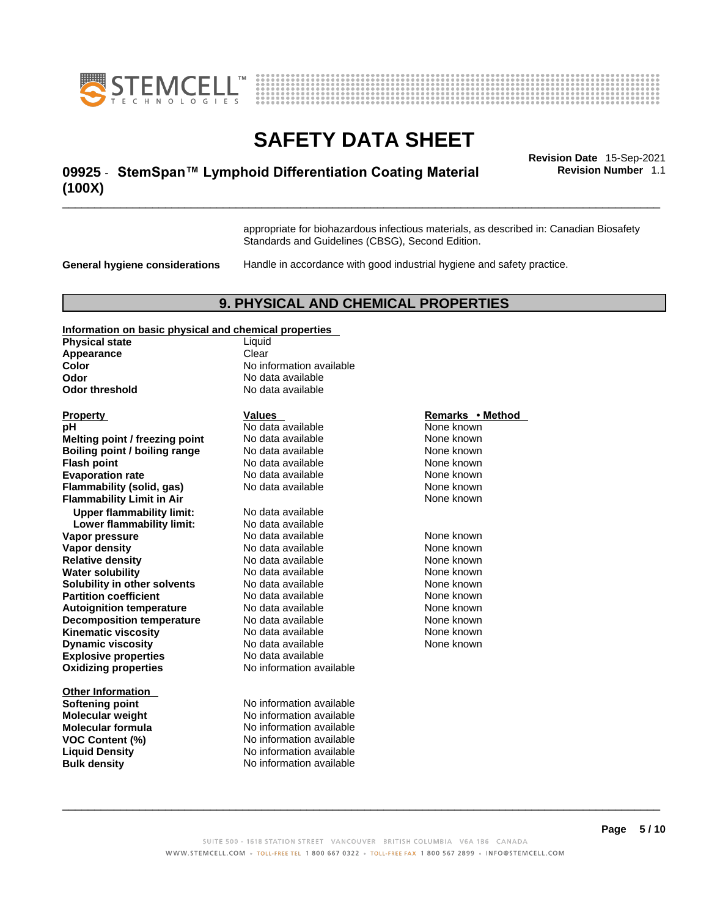appropriate for biohazardous infectious materials, as described in: Canadian Biosafety Standards and Guidelines (CBSG), Second Edition.

**General hygiene considerations** Handle in accordance with good industrial hygiene and safety practice.

## 9. PHYSICAL AND CHEMICAL PROPERTIES

**Information on basic physical and chemical properties**

| | |
|---|---|
| **Physical state** | Liquid |
| **Appearance** | Clear |
| **Color** | No information available |
| **Odor** | No data available |
| **Odor threshold** | No data available |

| Property | Values | Remarks • Method |
|---|---|---|
| **pH** | No data available | None known |
| **Melting point / freezing point** | No data available | None known |
| **Boiling point / boiling range** | No data available | None known |
| **Flash point** | No data available | None known |
| **Evaporation rate** | No data available | None known |
| **Flammability (solid, gas)** | No data available | None known |
| **Flammability Limit in Air** | | None known |
| **Upper flammability limit:** | No data available | |
| **Lower flammability limit:** | No data available | |
| **Vapor pressure** | No data available | None known |
| **Vapor density** | No data available | None known |
| **Relative density** | No data available | None known |
| **Water solubility** | No data available | None known |
| **Solubility in other solvents** | No data available | None known |
| **Partition coefficient** | No data available | None known |
| **Autoignition temperature** | No data available | None known |
| **Decomposition temperature** | No data available | None known |
| **Kinematic viscosity** | No data available | None known |
| **Dynamic viscosity** | No data available | None known |
| **Explosive properties** | No data available | |
| **Oxidizing properties** | No information available | |

**Other Information**

| | |
|---|---|
| **Softening point** | No information available |
| **Molecular weight** | No information available |
| **Molecular formula** | No information available |
| **VOC Content (%)** | No information available |
| **Liquid Density** | No information available |
| **Bulk density** | No information available |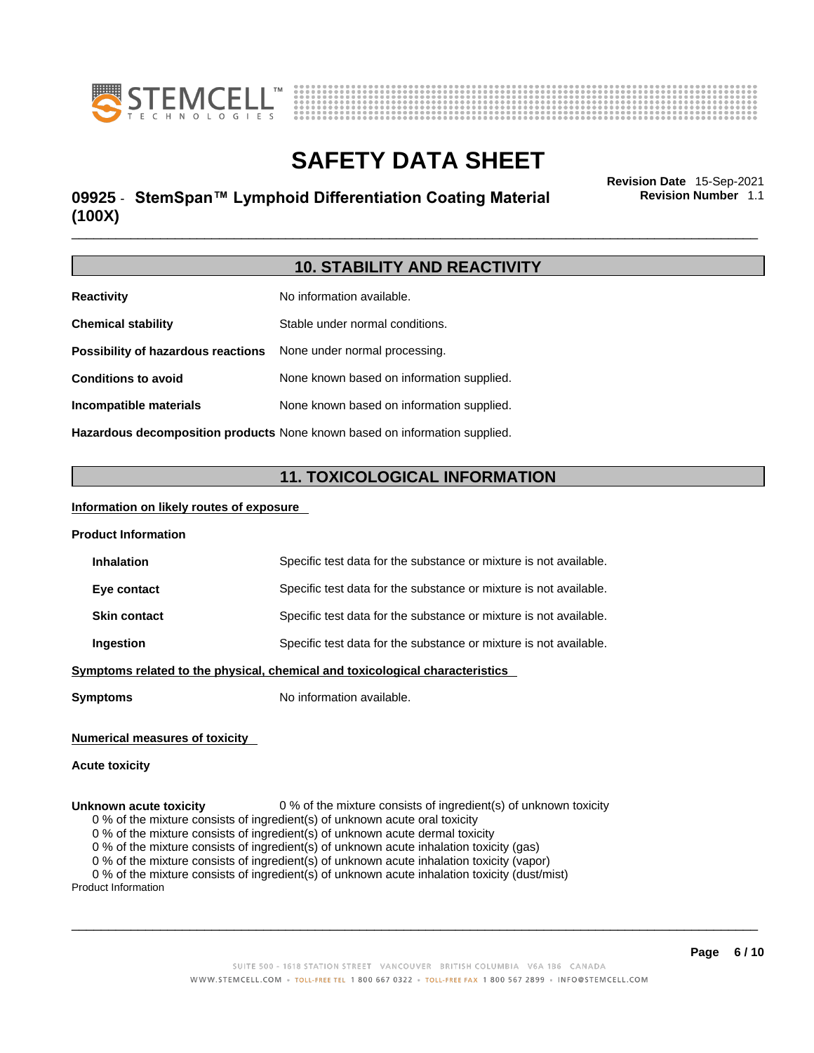## 10. STABILITY AND REACTIVITY

| | |
|---|---|
| **Reactivity** | No information available. |
| **Chemical stability** | Stable under normal conditions. |
| **Possibility of hazardous reactions** | None under normal processing. |
| **Conditions to avoid** | None known based on information supplied. |
| **Incompatible materials** | None known based on information supplied. |
| **Hazardous decomposition products** | None known based on information supplied. |

## 11. TOXICOLOGICAL INFORMATION

**Information on likely routes of exposure**

**Product Information**

| | |
|---|---|
| **Inhalation** | Specific test data for the substance or mixture is not available. |
| **Eye contact** | Specific test data for the substance or mixture is not available. |
| **Skin contact** | Specific test data for the substance or mixture is not available. |
| **Ingestion** | Specific test data for the substance or mixture is not available. |

**Symptoms related to the physical, chemical and toxicological characteristics**

**Symptoms** No information available.

**Numerical measures of toxicity**

**Acute toxicity**

**Unknown acute toxicity** 0 % of the mixture consists of ingredient(s) of unknown toxicity

0 % of the mixture consists of ingredient(s) of unknown acute oral toxicity
0 % of the mixture consists of ingredient(s) of unknown acute dermal toxicity
0 % of the mixture consists of ingredient(s) of unknown acute inhalation toxicity (gas)
0 % of the mixture consists of ingredient(s) of unknown acute inhalation toxicity (vapor)
0 % of the mixture consists of ingredient(s) of unknown acute inhalation toxicity (dust/mist)

Product Information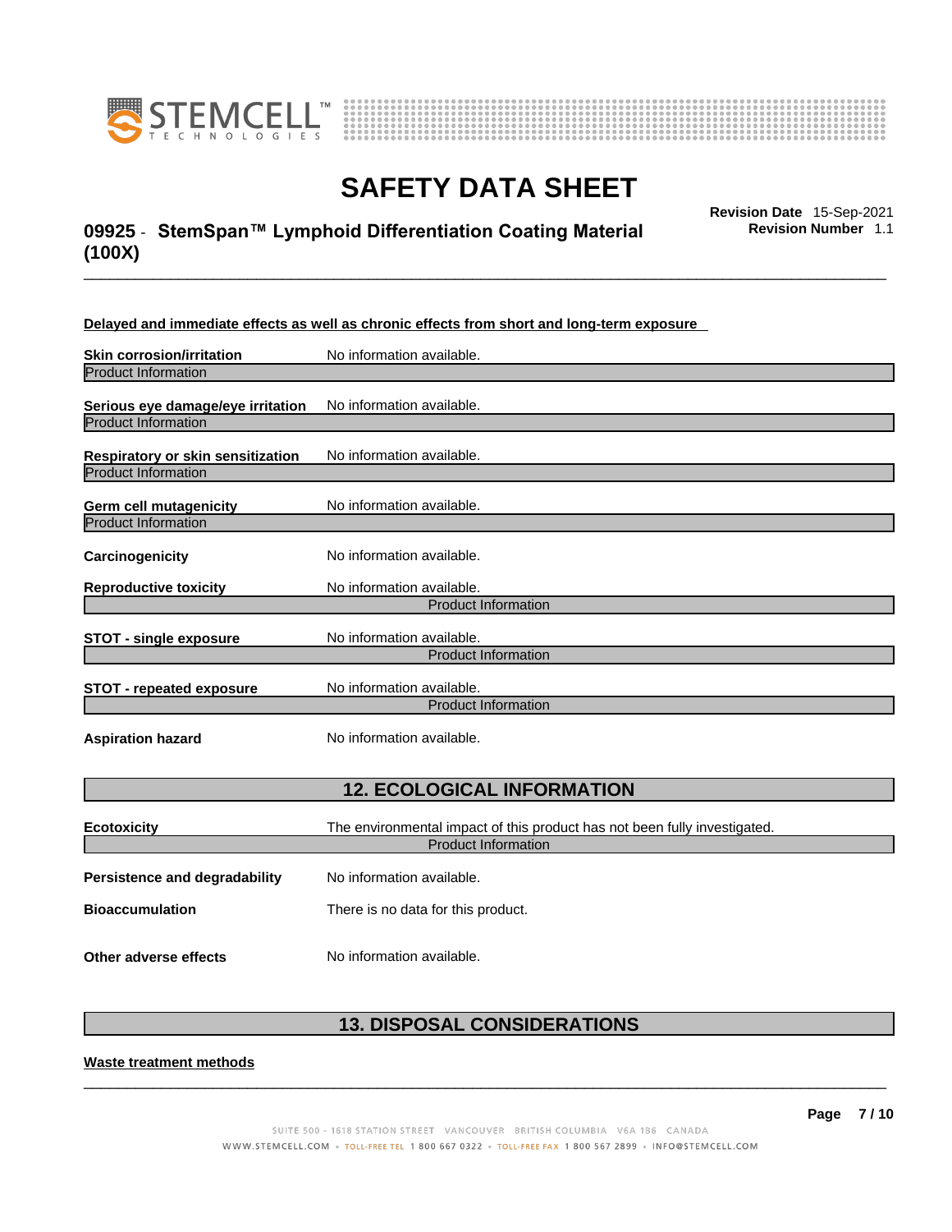**Delayed and immediate effects as well as chronic effects from short and long-term exposure**

**Skin corrosion/irritation** No information available.

Product Information

**Serious eye damage/eye irritation** No information available.

Product Information

**Respiratory or skin sensitization** No information available.

Product Information

**Germ cell mutagenicity** No information available.

Product Information

**Carcinogenicity** No information available.

**Reproductive toxicity** No information available.

Product Information

**STOT - single exposure** No information available.

Product Information

**STOT - repeated exposure** No information available.

Product Information

**Aspiration hazard** No information available.

## 12. ECOLOGICAL INFORMATION

**Ecotoxicity** The environmental impact of this product has not been fully investigated.

Product Information

**Persistence and degradability** No information available.

**Bioaccumulation** There is no data for this product.

**Other adverse effects** No information available.

## 13. DISPOSAL CONSIDERATIONS

**Waste treatment methods**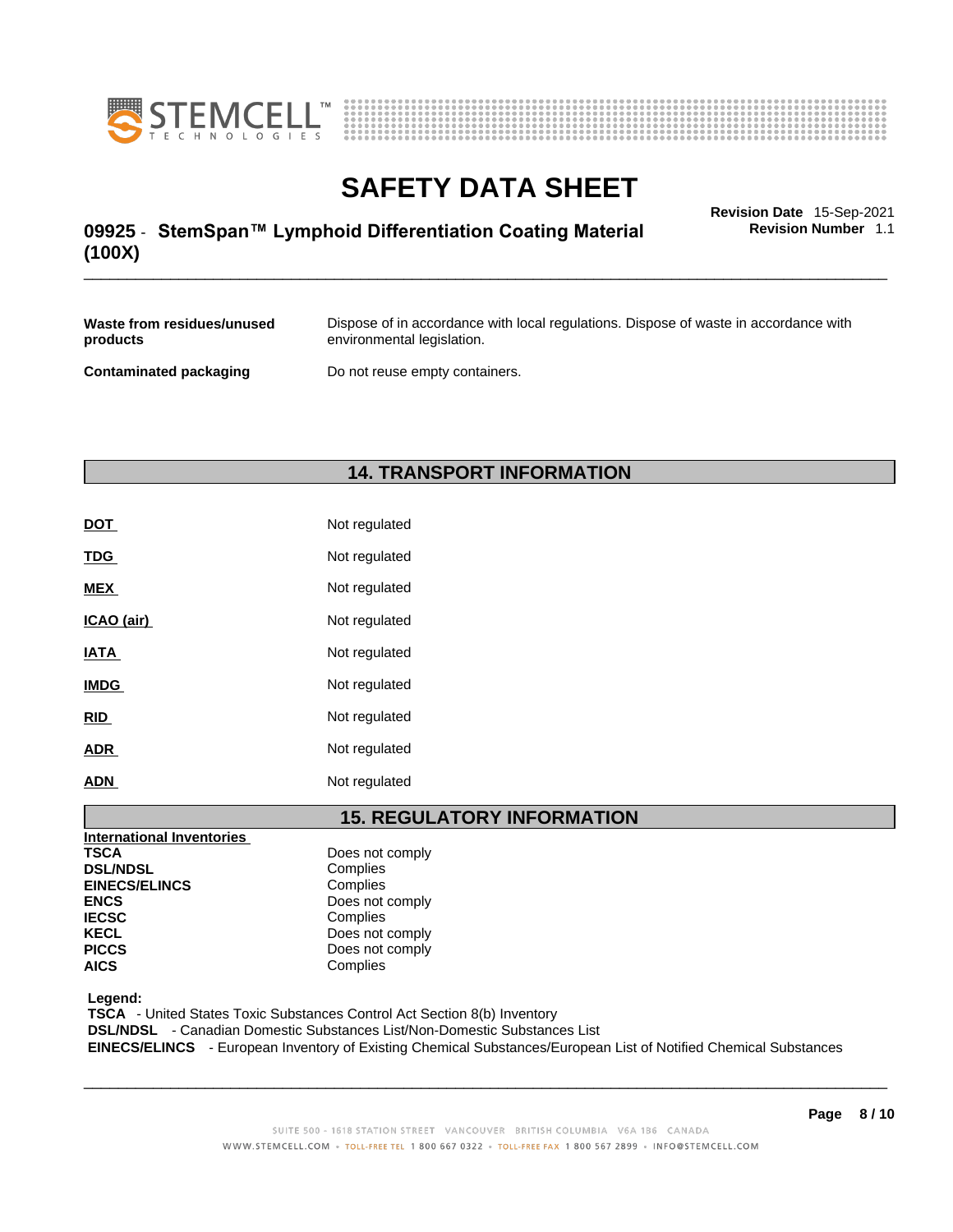| | |
|---|---|
| **Waste from residues/unused products** | Dispose of in accordance with local regulations. Dispose of waste in accordance with environmental legislation. |
| **Contaminated packaging** | Do not reuse empty containers. |

## 14. TRANSPORT INFORMATION

| | |
|---|---|
| **DOT** | Not regulated |
| **TDG** | Not regulated |
| **MEX** | Not regulated |
| **ICAO (air)** | Not regulated |
| **IATA** | Not regulated |
| **IMDG** | Not regulated |
| **RID** | Not regulated |
| **ADR** | Not regulated |
| **ADN** | Not regulated |

## 15. REGULATORY INFORMATION

| **International Inventories** | |
|---|---|
| **TSCA** | Does not comply |
| **DSL/NDSL** | Complies |
| **EINECS/ELINCS** | Complies |
| **ENCS** | Does not comply |
| **IECSC** | Complies |
| **KECL** | Does not comply |
| **PICCS** | Does not comply |
| **AICS** | Complies |

**Legend:**
**TSCA** - United States Toxic Substances Control Act Section 8(b) Inventory
**DSL/NDSL** - Canadian Domestic Substances List/Non-Domestic Substances List
**EINECS/ELINCS** - European Inventory of Existing Chemical Substances/European List of Notified Chemical Substances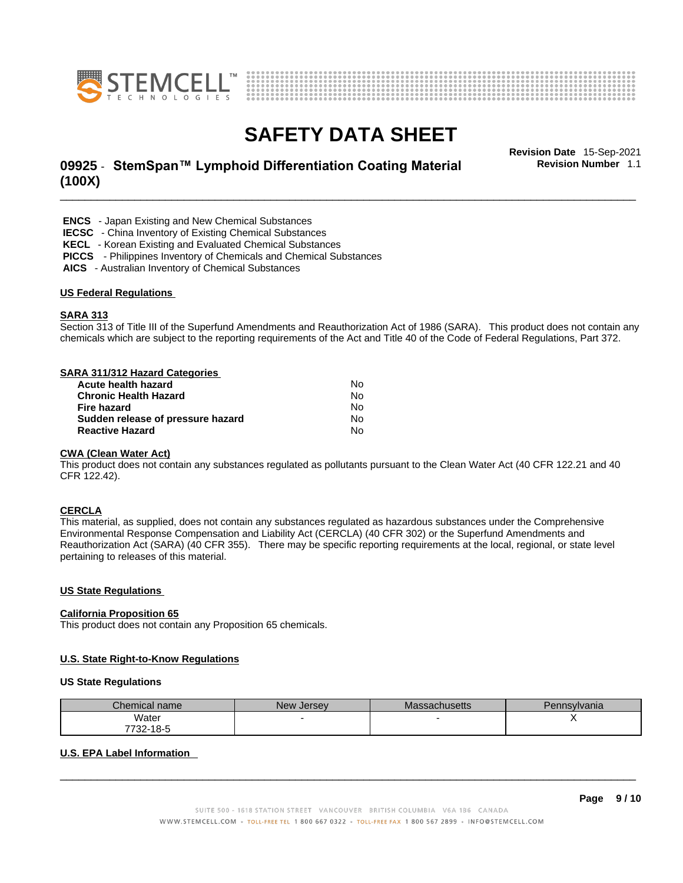**ENCS** - Japan Existing and New Chemical Substances
**IECSC** - China Inventory of Existing Chemical Substances
**KECL** - Korean Existing and Evaluated Chemical Substances
**PICCS** - Philippines Inventory of Chemicals and Chemical Substances
**AICS** - Australian Inventory of Chemical Substances

## US Federal Regulations

### SARA 313

Section 313 of Title III of the Superfund Amendments and Reauthorization Act of 1986 (SARA). This product does not contain any chemicals which are subject to the reporting requirements of the Act and Title 40 of the Code of Federal Regulations, Part 372.

### SARA 311/312 Hazard Categories

| | |
|---|---|
| **Acute health hazard** | No |
| **Chronic Health Hazard** | No |
| **Fire hazard** | No |
| **Sudden release of pressure hazard** | No |
| **Reactive Hazard** | No |

### CWA (Clean Water Act)

This product does not contain any substances regulated as pollutants pursuant to the Clean Water Act (40 CFR 122.21 and 40 CFR 122.42).

### CERCLA

This material, as supplied, does not contain any substances regulated as hazardous substances under the Comprehensive Environmental Response Compensation and Liability Act (CERCLA) (40 CFR 302) or the Superfund Amendments and Reauthorization Act (SARA) (40 CFR 355). There may be specific reporting requirements at the local, regional, or state level pertaining to releases of this material.

## US State Regulations

### California Proposition 65

This product does not contain any Proposition 65 chemicals.

### U.S. State Right-to-Know Regulations

**US State Regulations**

| Chemical name | New Jersey | Massachusetts | Pennsylvania |
|---|---|---|---|
| Water 7732-18-5 | - | - | X |

### U.S. EPA Label Information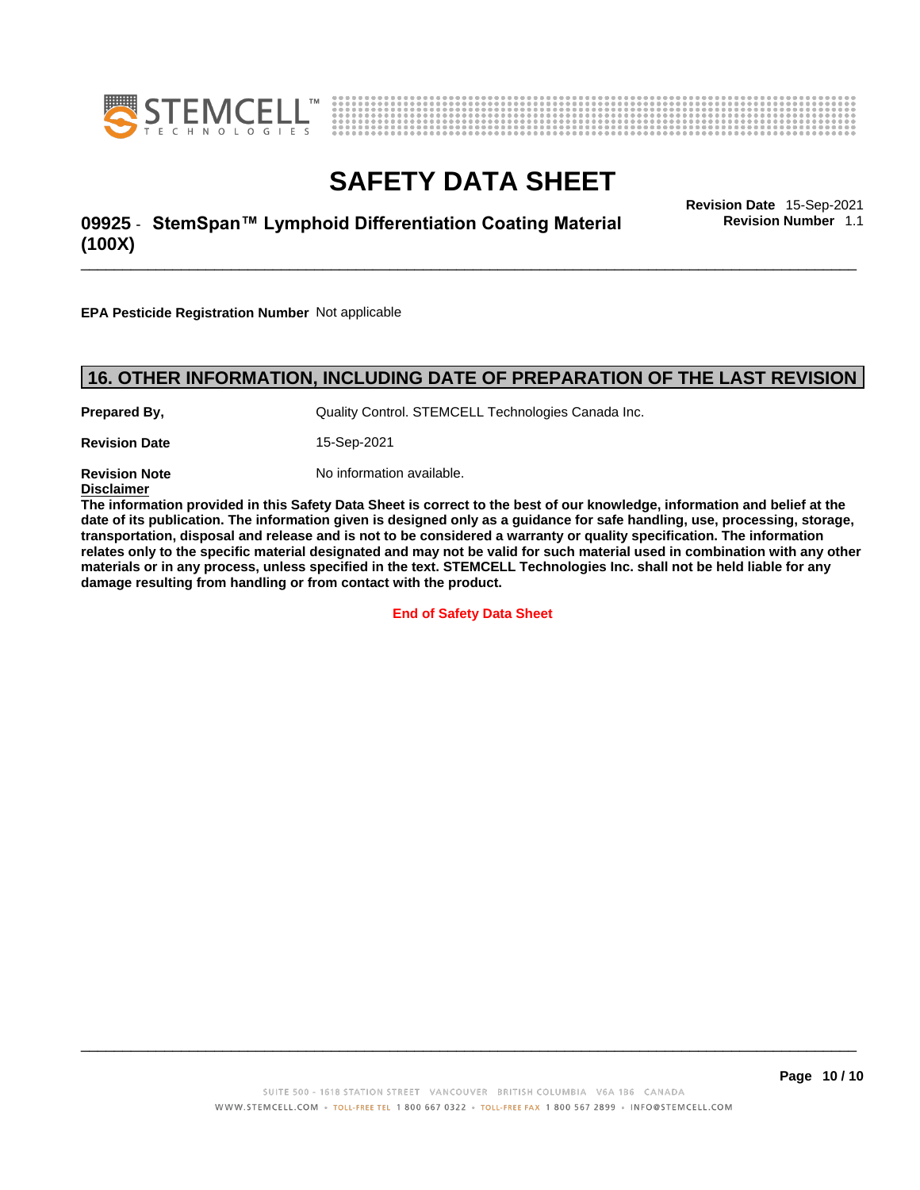**EPA Pesticide Registration Number** Not applicable

## 16. OTHER INFORMATION, INCLUDING DATE OF PREPARATION OF THE LAST REVISION

**Prepared By,** Quality Control. STEMCELL Technologies Canada Inc.

**Revision Date** 15-Sep-2021

**Revision Note** No information available.

**Disclaimer**

**The information provided in this Safety Data Sheet is correct to the best of our knowledge, information and belief at the date of its publication. The information given is designed only as a guidance for safe handling, use, processing, storage, transportation, disposal and release and is not to be considered a warranty or quality specification. The information relates only to the specific material designated and may not be valid for such material used in combination with any other materials or in any process, unless specified in the text. STEMCELL Technologies Inc. shall not be held liable for any damage resulting from handling or from contact with the product.**

**End of Safety Data Sheet**